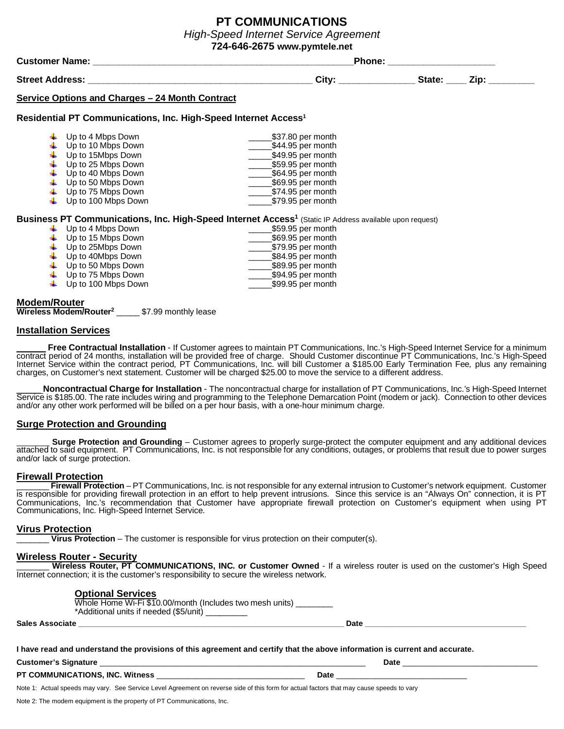# PT COMMUNICATIONS

*High-Speed Internet Service Agreement*

**724-646-2675 www.pymtele.net**

**Customer Name:** ______________________________________________________**Phone:** ______________________

**Street Address:** ______________________________________________ **City:** _______________ **State:** ____ **Zip:** _________

## Service Options and Charges – 24 Month Contract

### Residential PT Communications, Inc. High-Speed Internet Access[1]

- Up to 4 Mbps Down _____$37.80 per month
- Up to 10 Mbps Down _____$44.95 per month
- Up to 15Mbps Down _____$49.95 per month
- Up to 25 Mbps Down _____$59.95 per month
- Up to 40 Mbps Down _____$64.95 per month
- Up to 50 Mbps Down _____$69.95 per month
- Up to 75 Mbps Down _____$74.95 per month
- Up to 100 Mbps Down _____$79.95 per month

### Business PT Communications, Inc. High-Speed Internet Access[1] (Static IP Address available upon request)

- Up to 4 Mbps Down _____$59.95 per month
- Up to 15 Mbps Down _____$69.95 per month
- Up to 25Mbps Down _____$79.95 per month
- Up to 40Mbps Down _____$84.95 per month
- Up to 50 Mbps Down _____$89.95 per month
- Up to 75 Mbps Down _____$94.95 per month
- Up to 100 Mbps Down _____$99.95 per month

## Modem/Router

**Wireless Modem/Router[2]** _____ $7.99 monthly lease

## Installation Services

_____ **Free Contractual Installation** - If Customer agrees to maintain PT Communications, Inc.'s High-Speed Internet Service for a minimum contract period of 24 months, installation will be provided free of charge. Should Customer discontinue PT Communications, Inc.'s High-Speed Internet Service within the contract period, PT Communications, Inc. will bill Customer a $185.00 Early Termination Fee, plus any remaining charges, on Customer's next statement. Customer will be charged $25.00 to move the service to a different address.

_____**Noncontractual Charge for Installation** - The noncontractual charge for installation of PT Communications, Inc.'s High-Speed Internet Service is $185.00. The rate includes wiring and programming to the Telephone Demarcation Point (modem or jack). Connection to other devices and/or any other work performed will be billed on a per hour basis, with a one-hour minimum charge.

## Surge Protection and Grounding

_______ **Surge Protection and Grounding** – Customer agrees to properly surge-protect the computer equipment and any additional devices attached to said equipment. PT Communications, Inc. is not responsible for any conditions, outages, or problems that result due to power surges and/or lack of surge protection.

## Firewall Protection

_______ **Firewall Protection** – PT Communications, Inc. is not responsible for any external intrusion to Customer's network equipment. Customer is responsible for providing firewall protection in an effort to help prevent intrusions. Since this service is an "Always On" connection, it is PT Communications, Inc.'s recommendation that Customer have appropriate firewall protection on Customer's equipment when using PT Communications, Inc. High-Speed Internet Service.

## Virus Protection

_______ **Virus Protection** – The customer is responsible for virus protection on their computer(s).

## Wireless Router - Security

_______ **Wireless Router, PT COMMUNICATIONS, INC. or Customer Owned** - If a wireless router is used on the customer's High Speed Internet connection; it is the customer's responsibility to secure the wireless network.

### Optional Services

Whole Home Wi-Fi $10.00/month (Includes two mesh units) ________

*Additional units if needed ($5/unit) _________

**Sales Associate** ______________________________________________________________ **Date** ____________________________________

**I have read and understand the provisions of this agreement and certify that the above information is current and accurate.**

**Customer's Signature** _______________________________________________________________ **Date** _______________________________

**PT COMMUNICATIONS, INC. Witness** _________________________________ **Date** _____________________________

Note 1: Actual speeds may vary. See Service Level Agreement on reverse side of this form for actual factors that may cause speeds to vary

Note 2: The modem equipment is the property of PT Communications, Inc.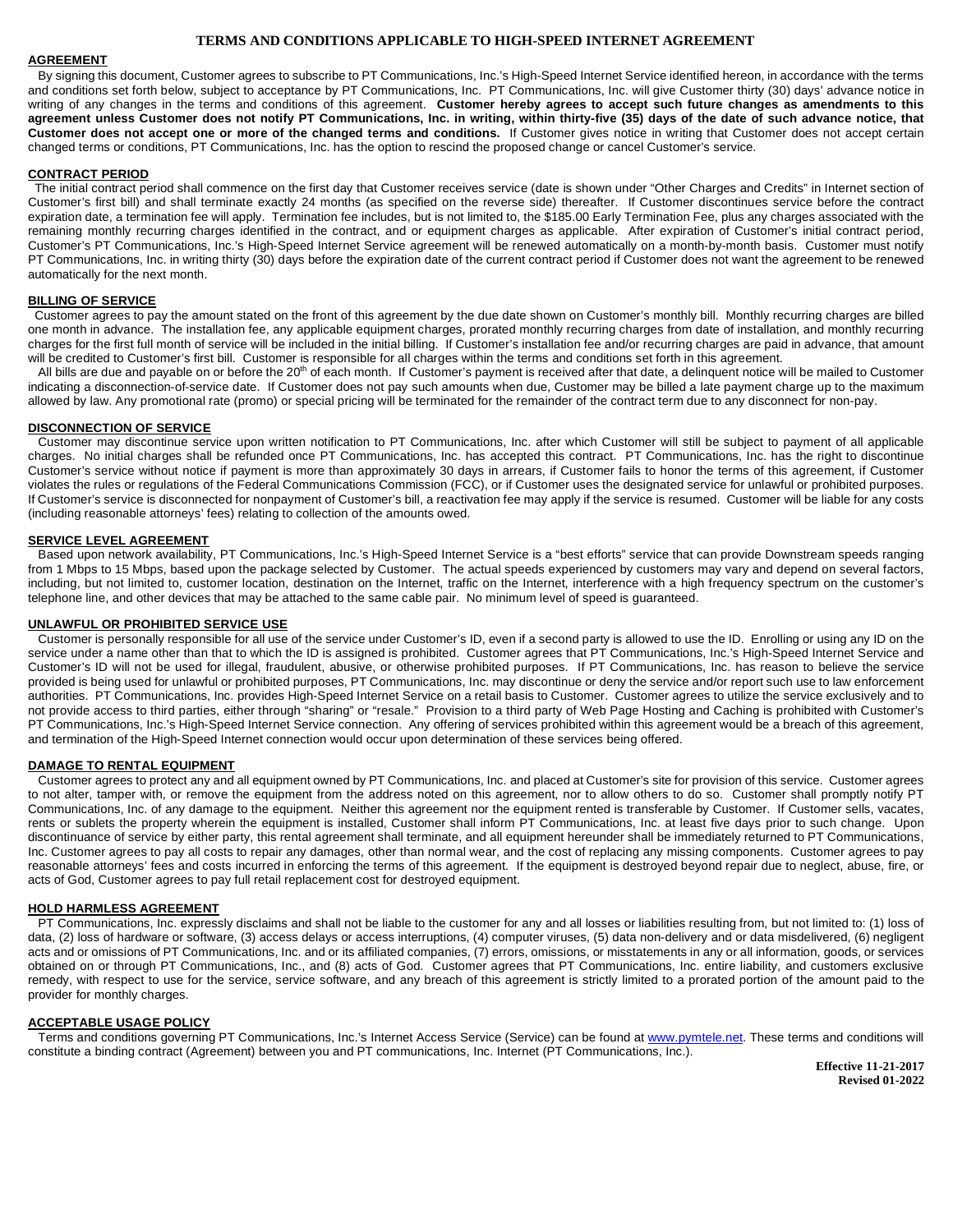# TERMS AND CONDITIONS APPLICABLE TO HIGH-SPEED INTERNET AGREEMENT

## AGREEMENT

By signing this document, Customer agrees to subscribe to PT Communications, Inc.'s High-Speed Internet Service identified hereon, in accordance with the terms and conditions set forth below, subject to acceptance by PT Communications, Inc. PT Communications, Inc. will give Customer thirty (30) days' advance notice in writing of any changes in the terms and conditions of this agreement. **Customer hereby agrees to accept such future changes as amendments to this agreement unless Customer does not notify PT Communications, Inc. in writing, within thirty-five (35) days of the date of such advance notice, that Customer does not accept one or more of the changed terms and conditions.** If Customer gives notice in writing that Customer does not accept certain changed terms or conditions, PT Communications, Inc. has the option to rescind the proposed change or cancel Customer's service.

## CONTRACT PERIOD

The initial contract period shall commence on the first day that Customer receives service (date is shown under "Other Charges and Credits" in Internet section of Customer's first bill) and shall terminate exactly 24 months (as specified on the reverse side) thereafter. If Customer discontinues service before the contract expiration date, a termination fee will apply. Termination fee includes, but is not limited to, the $185.00 Early Termination Fee, plus any charges associated with the remaining monthly recurring charges identified in the contract, and or equipment charges as applicable. After expiration of Customer's initial contract period, Customer's PT Communications, Inc.'s High-Speed Internet Service agreement will be renewed automatically on a month-by-month basis. Customer must notify PT Communications, Inc. in writing thirty (30) days before the expiration date of the current contract period if Customer does not want the agreement to be renewed automatically for the next month.

## BILLING OF SERVICE

Customer agrees to pay the amount stated on the front of this agreement by the due date shown on Customer's monthly bill. Monthly recurring charges are billed one month in advance. The installation fee, any applicable equipment charges, prorated monthly recurring charges from date of installation, and monthly recurring charges for the first full month of service will be included in the initial billing. If Customer's installation fee and/or recurring charges are paid in advance, that amount will be credited to Customer's first bill. Customer is responsible for all charges within the terms and conditions set forth in this agreement.

All bills are due and payable on or before the 20th of each month. If Customer's payment is received after that date, a delinquent notice will be mailed to Customer indicating a disconnection-of-service date. If Customer does not pay such amounts when due, Customer may be billed a late payment charge up to the maximum allowed by law. Any promotional rate (promo) or special pricing will be terminated for the remainder of the contract term due to any disconnect for non-pay.

## DISCONNECTION OF SERVICE

Customer may discontinue service upon written notification to PT Communications, Inc. after which Customer will still be subject to payment of all applicable charges. No initial charges shall be refunded once PT Communications, Inc. has accepted this contract. PT Communications, Inc. has the right to discontinue Customer's service without notice if payment is more than approximately 30 days in arrears, if Customer fails to honor the terms of this agreement, if Customer violates the rules or regulations of the Federal Communications Commission (FCC), or if Customer uses the designated service for unlawful or prohibited purposes. If Customer's service is disconnected for nonpayment of Customer's bill, a reactivation fee may apply if the service is resumed. Customer will be liable for any costs (including reasonable attorneys' fees) relating to collection of the amounts owed.

## SERVICE LEVEL AGREEMENT

Based upon network availability, PT Communications, Inc.'s High-Speed Internet Service is a "best efforts" service that can provide Downstream speeds ranging from 1 Mbps to 15 Mbps, based upon the package selected by Customer. The actual speeds experienced by customers may vary and depend on several factors, including, but not limited to, customer location, destination on the Internet, traffic on the Internet, interference with a high frequency spectrum on the customer's telephone line, and other devices that may be attached to the same cable pair. No minimum level of speed is guaranteed.

## UNLAWFUL OR PROHIBITED SERVICE USE

Customer is personally responsible for all use of the service under Customer's ID, even if a second party is allowed to use the ID. Enrolling or using any ID on the service under a name other than that to which the ID is assigned is prohibited. Customer agrees that PT Communications, Inc.'s High-Speed Internet Service and Customer's ID will not be used for illegal, fraudulent, abusive, or otherwise prohibited purposes. If PT Communications, Inc. has reason to believe the service provided is being used for unlawful or prohibited purposes, PT Communications, Inc. may discontinue or deny the service and/or report such use to law enforcement authorities. PT Communications, Inc. provides High-Speed Internet Service on a retail basis to Customer. Customer agrees to utilize the service exclusively and to not provide access to third parties, either through "sharing" or "resale." Provision to a third party of Web Page Hosting and Caching is prohibited with Customer's PT Communications, Inc.'s High-Speed Internet Service connection. Any offering of services prohibited within this agreement would be a breach of this agreement, and termination of the High-Speed Internet connection would occur upon determination of these services being offered.

## DAMAGE TO RENTAL EQUIPMENT

Customer agrees to protect any and all equipment owned by PT Communications, Inc. and placed at Customer's site for provision of this service. Customer agrees to not alter, tamper with, or remove the equipment from the address noted on this agreement, nor to allow others to do so. Customer shall promptly notify PT Communications, Inc. of any damage to the equipment. Neither this agreement nor the equipment rented is transferable by Customer. If Customer sells, vacates, rents or sublets the property wherein the equipment is installed, Customer shall inform PT Communications, Inc. at least five days prior to such change. Upon discontinuance of service by either party, this rental agreement shall terminate, and all equipment hereunder shall be immediately returned to PT Communications, Inc. Customer agrees to pay all costs to repair any damages, other than normal wear, and the cost of replacing any missing components. Customer agrees to pay reasonable attorneys' fees and costs incurred in enforcing the terms of this agreement. If the equipment is destroyed beyond repair due to neglect, abuse, fire, or acts of God, Customer agrees to pay full retail replacement cost for destroyed equipment.

## HOLD HARMLESS AGREEMENT

PT Communications, Inc. expressly disclaims and shall not be liable to the customer for any and all losses or liabilities resulting from, but not limited to: (1) loss of data, (2) loss of hardware or software, (3) access delays or access interruptions, (4) computer viruses, (5) data non-delivery and or data misdelivered, (6) negligent acts and or omissions of PT Communications, Inc. and or its affiliated companies, (7) errors, omissions, or misstatements in any or all information, goods, or services obtained on or through PT Communications, Inc., and (8) acts of God. Customer agrees that PT Communications, Inc. entire liability, and customers exclusive remedy, with respect to use for the service, service software, and any breach of this agreement is strictly limited to a prorated portion of the amount paid to the provider for monthly charges.

## ACCEPTABLE USAGE POLICY

Terms and conditions governing PT Communications, Inc.'s Internet Access Service (Service) can be found at www.pymtele.net. These terms and conditions will constitute a binding contract (Agreement) between you and PT communications, Inc. Internet (PT Communications, Inc.).

**Effective 11-21-2017**
**Revised 01-2022**